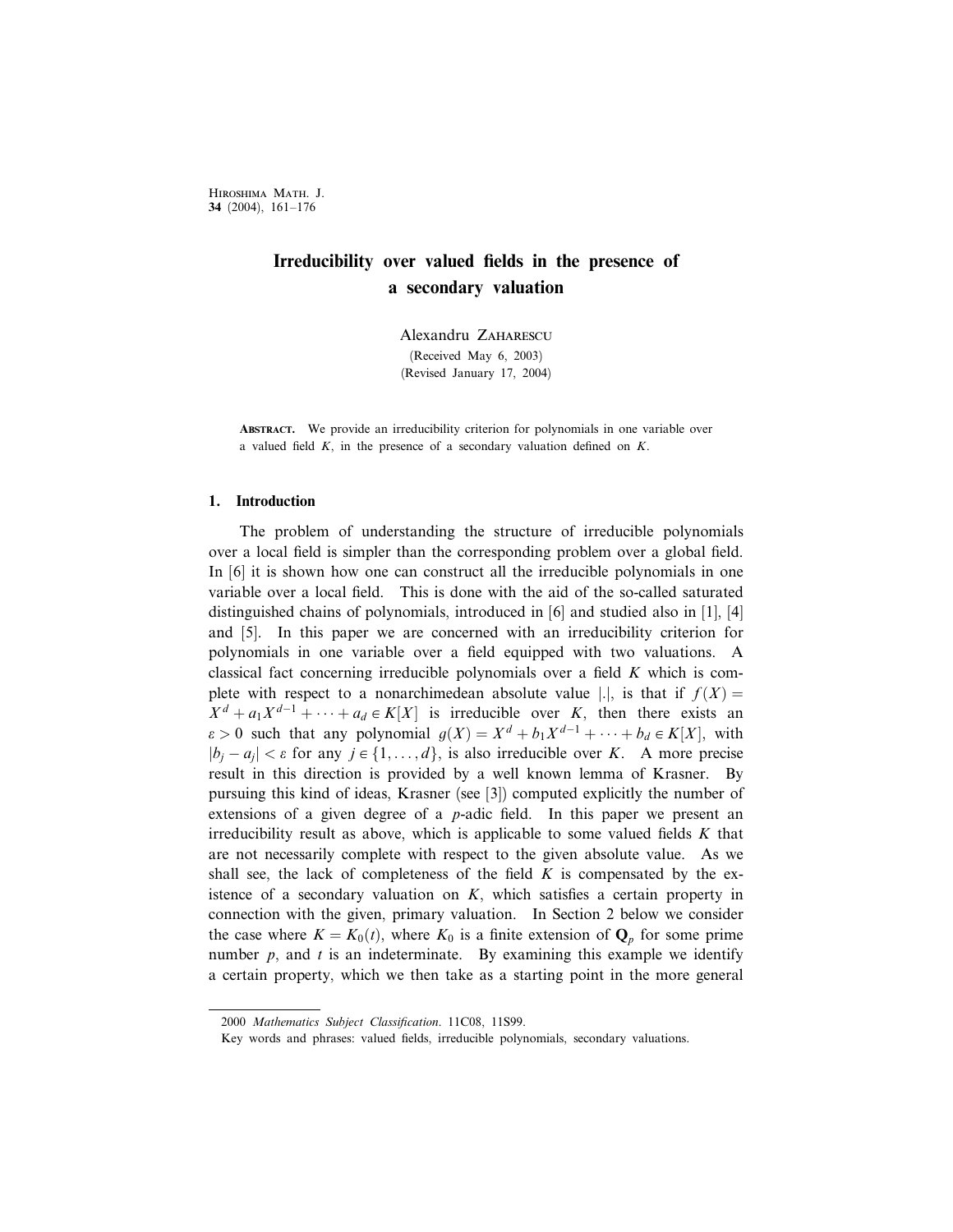# Irreducibility over valued fields in the presence of a secondary valuation

Alexandru Zaharescu

(Received May 6, 2003)
(Revised January 17, 2004)

**Abstract.** We provide an irreducibility criterion for polynomials in one variable over a valued field $K$, in the presence of a secondary valuation defined on $K$.

## 1. Introduction

The problem of understanding the structure of irreducible polynomials over a local field is simpler than the corresponding problem over a global field. In [6] it is shown how one can construct all the irreducible polynomials in one variable over a local field. This is done with the aid of the so-called saturated distinguished chains of polynomials, introduced in [6] and studied also in [1], [4] and [5]. In this paper we are concerned with an irreducibility criterion for polynomials in one variable over a field equipped with two valuations. A classical fact concerning irreducible polynomials over a field $K$ which is complete with respect to a nonarchimedean absolute value $|.|$, is that if $f(X) = X^d + a_1 X^{d-1} + \cdots + a_d \in K[X]$ is irreducible over $K$, then there exists an $\varepsilon > 0$ such that any polynomial $g(X) = X^d + b_1 X^{d-1} + \cdots + b_d \in K[X]$, with $|b_j - a_j| < \varepsilon$ for any $j \in \{1, \dots, d\}$, is also irreducible over $K$. A more precise result in this direction is provided by a well known lemma of Krasner. By pursuing this kind of ideas, Krasner (see [3]) computed explicitly the number of extensions of a given degree of a $p$-adic field. In this paper we present an irreducibility result as above, which is applicable to some valued fields $K$ that are not necessarily complete with respect to the given absolute value. As we shall see, the lack of completeness of the field $K$ is compensated by the existence of a secondary valuation on $K$, which satisfies a certain property in connection with the given, primary valuation. In Section 2 below we consider the case where $K = K_0(t)$, where $K_0$ is a finite extension of $\mathbf{Q}_p$ for some prime number $p$, and $t$ is an indeterminate. By examining this example we identify a certain property, which we then take as a starting point in the more general

---

2000 *Mathematics Subject Classification*. 11C08, 11S99.

Key words and phrases: valued fields, irreducible polynomials, secondary valuations.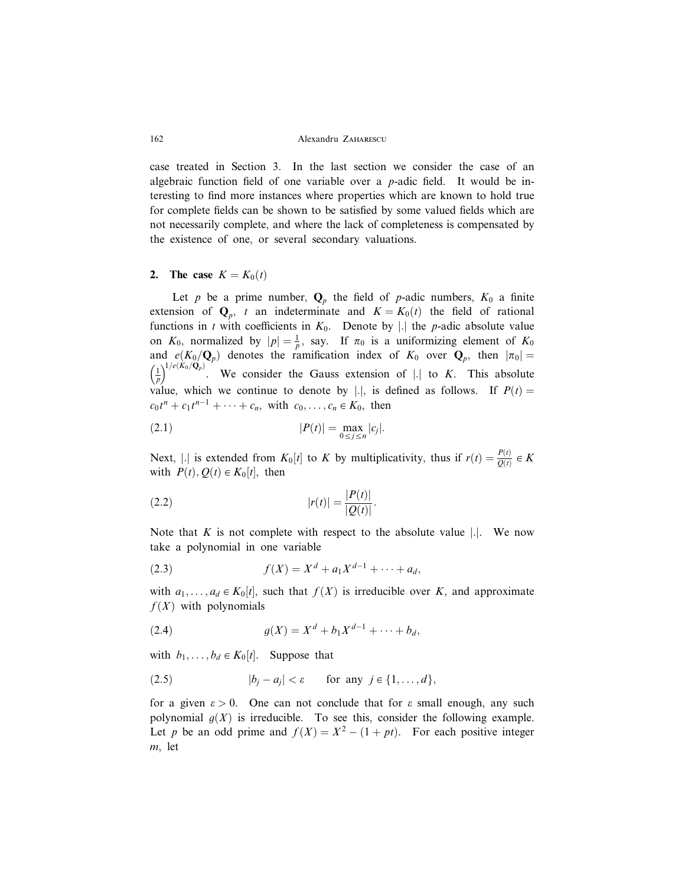case treated in Section 3. In the last section we consider the case of an algebraic function field of one variable over a $p$-adic field. It would be interesting to find more instances where properties which are known to hold true for complete fields can be shown to be satisfied by some valued fields which are not necessarily complete, and where the lack of completeness is compensated by the existence of one, or several secondary valuations.

## 2. The case $K = K_0(t)$

Let $p$ be a prime number, $\mathbf{Q}_p$ the field of $p$-adic numbers, $K_0$ a finite extension of $\mathbf{Q}_p$, $t$ an indeterminate and $K = K_0(t)$ the field of rational functions in $t$ with coefficients in $K_0$. Denote by $|.|$ the $p$-adic absolute value on $K_0$, normalized by $|p| = \frac{1}{p}$, say. If $\pi_0$ is a uniformizing element of $K_0$ and $e(K_0/\mathbf{Q}_p)$ denotes the ramification index of $K_0$ over $\mathbf{Q}_p$, then $|\pi_0| = \left(\frac{1}{p}\right)^{1/e(K_0/\mathbf{Q}_p)}$. We consider the Gauss extension of $|.|$ to $K$. This absolute value, which we continue to denote by $|.|$, is defined as follows. If $P(t) = c_0t^n + c_1t^{n-1} + \cdots + c_n$, with $c_0, \ldots, c_n \in K_0$, then

$$|P(t)| = \max_{0 \le j \le n} |c_j|. \tag{2.1}$$

Next, $|.|$ is extended from $K_0[t]$ to $K$ by multiplicativity, thus if $r(t) = \frac{P(t)}{Q(t)} \in K$ with $P(t), Q(t) \in K_0[t]$, then

$$|r(t)| = \frac{|P(t)|}{|Q(t)|}. \tag{2.2}$$

Note that $K$ is not complete with respect to the absolute value $|.|$. We now take a polynomial in one variable

$$f(X) = X^d + a_1X^{d-1} + \cdots + a_d, \tag{2.3}$$

with $a_1, \ldots, a_d \in K_0[t]$, such that $f(X)$ is irreducible over $K$, and approximate $f(X)$ with polynomials

$$g(X) = X^d + b_1X^{d-1} + \cdots + b_d, \tag{2.4}$$

with $b_1, \ldots, b_d \in K_0[t]$. Suppose that

$$|b_j - a_j| < \varepsilon \qquad \text{for any } j \in \{1, \ldots, d\}, \tag{2.5}$$

for a given $\varepsilon > 0$. One can not conclude that for $\varepsilon$ small enough, any such polynomial $g(X)$ is irreducible. To see this, consider the following example. Let $p$ be an odd prime and $f(X) = X^2 - (1 + pt)$. For each positive integer $m$, let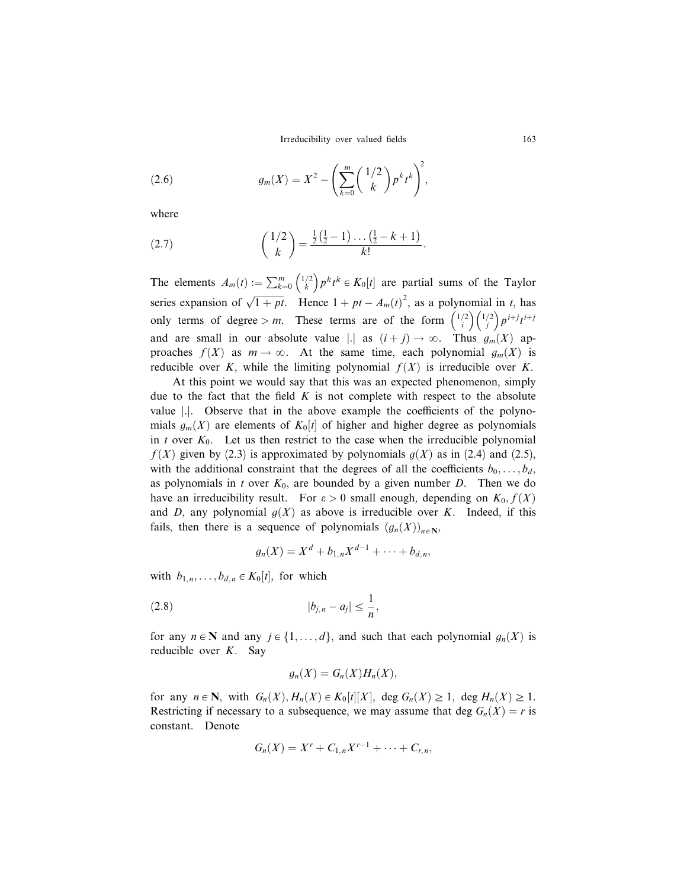$$g_m(X) = X^2 - \left( \sum_{k=0}^{m} \binom{1/2}{k} p^k t^k \right)^2, \tag{2.6}$$

where

$$\binom{1/2}{k} = \frac{\frac{1}{2}\left(\frac{1}{2}-1\right)\dots\left(\frac{1}{2}-k+1\right)}{k!}. \tag{2.7}$$

The elements $A_m(t) := \sum_{k=0}^{m} \binom{1/2}{k} p^k t^k \in K_0[t]$ are partial sums of the Taylor series expansion of $\sqrt{1+pt}$. Hence $1 + pt - A_m(t)^2$, as a polynomial in $t$, has only terms of degree $> m$. These terms are of the form $\binom{1/2}{i}\binom{1/2}{j} p^{i+j} t^{i+j}$ and are small in our absolute value $|.|$ as $(i+j) \to \infty$. Thus $g_m(X)$ approaches $f(X)$ as $m \to \infty$. At the same time, each polynomial $g_m(X)$ is reducible over $K$, while the limiting polynomial $f(X)$ is irreducible over $K$.

At this point we would say that this was an expected phenomenon, simply due to the fact that the field $K$ is not complete with respect to the absolute value $|.|$. Observe that in the above example the coefficients of the polynomials $g_m(X)$ are elements of $K_0[t]$ of higher and higher degree as polynomials in $t$ over $K_0$. Let us then restrict to the case when the irreducible polynomial $f(X)$ given by (2.3) is approximated by polynomials $g(X)$ as in (2.4) and (2.5), with the additional constraint that the degrees of all the coefficients $b_0, \dots, b_d$, as polynomials in $t$ over $K_0$, are bounded by a given number $D$. Then we do have an irreducibility result. For $\varepsilon > 0$ small enough, depending on $K_0, f(X)$ and $D$, any polynomial $g(X)$ as above is irreducible over $K$. Indeed, if this fails, then there is a sequence of polynomials $(g_n(X))_{n \in \mathbf{N}}$,

$$g_n(X) = X^d + b_{1,n} X^{d-1} + \dots + b_{d,n},$$

with $b_{1,n}, \dots, b_{d,n} \in K_0[t]$, for which

$$|b_{j,n} - a_j| \le \frac{1}{n}, \tag{2.8}$$

for any $n \in \mathbf{N}$ and any $j \in \{1, \dots, d\}$, and such that each polynomial $g_n(X)$ is reducible over $K$. Say

$$g_n(X) = G_n(X) H_n(X),$$

for any $n \in \mathbf{N}$, with $G_n(X), H_n(X) \in K_0[t][X]$, $\deg G_n(X) \ge 1$, $\deg H_n(X) \ge 1$. Restricting if necessary to a subsequence, we may assume that $\deg G_n(X) = r$ is constant. Denote

$$G_n(X) = X^r + C_{1,n} X^{r-1} + \dots + C_{r,n},$$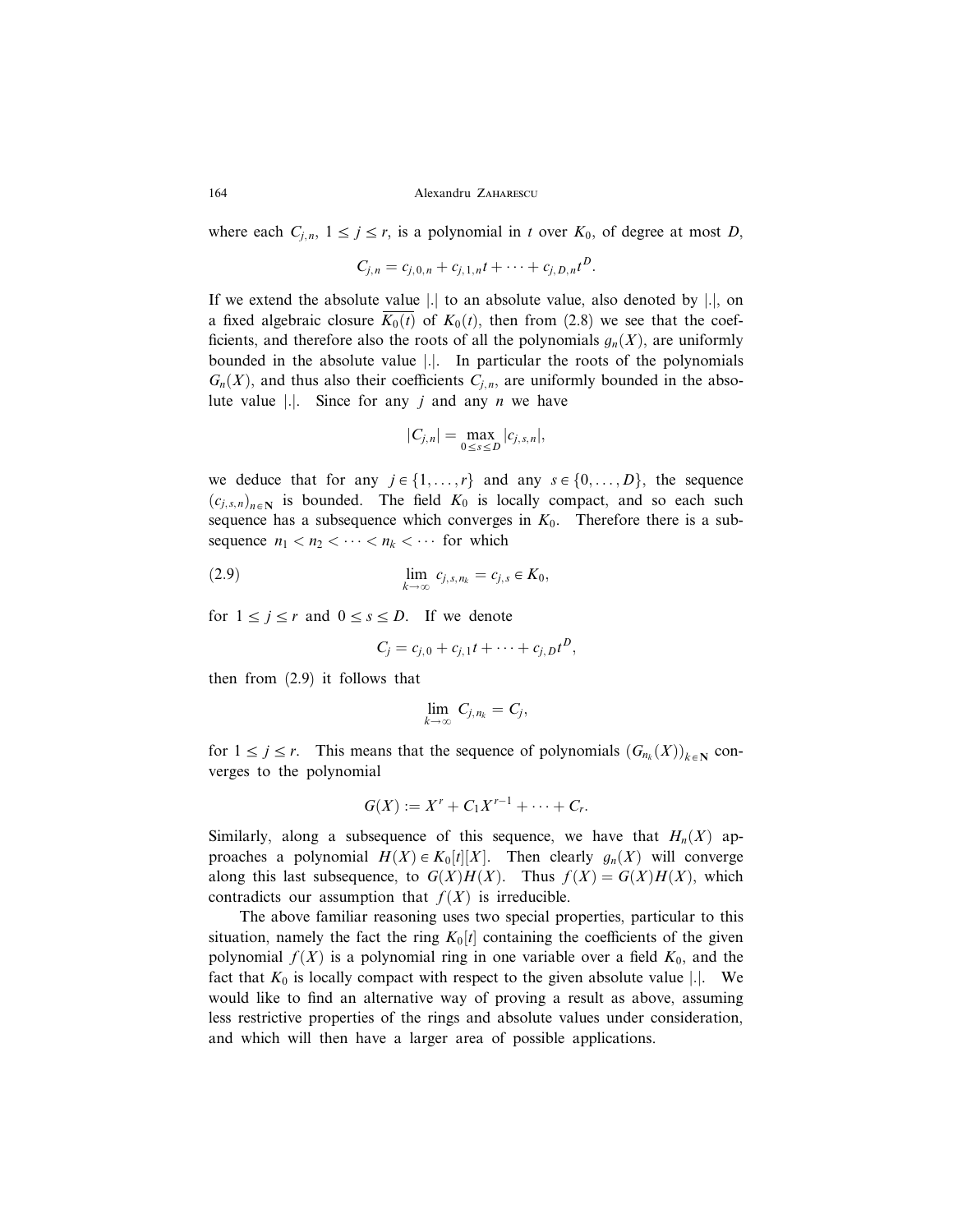where each $C_{j,n}$, $1 \leq j \leq r$, is a polynomial in $t$ over $K_0$, of degree at most $D$,

$$C_{j,n} = c_{j,0,n} + c_{j,1,n}t + \cdots + c_{j,D,n}t^D.$$

If we extend the absolute value $|.|$ to an absolute value, also denoted by $|.|$, on a fixed algebraic closure $\overline{K_0(t)}$ of $K_0(t)$, then from (2.8) we see that the coefficients, and therefore also the roots of all the polynomials $g_n(X)$, are uniformly bounded in the absolute value $|.|$. In particular the roots of the polynomials $G_n(X)$, and thus also their coefficients $C_{j,n}$, are uniformly bounded in the absolute value $|.|$. Since for any $j$ and any $n$ we have

$$|C_{j,n}| = \max_{0 \leq s \leq D} |c_{j,s,n}|,$$

we deduce that for any $j \in \{1, \ldots, r\}$ and any $s \in \{0, \ldots, D\}$, the sequence $(c_{j,s,n})_{n \in \mathbf{N}}$ is bounded. The field $K_0$ is locally compact, and so each such sequence has a subsequence which converges in $K_0$. Therefore there is a subsequence $n_1 < n_2 < \cdots < n_k < \cdots$ for which

$$\lim_{k \to \infty} c_{j,s,n_k} = c_{j,s} \in K_0, \tag{2.9}$$

for $1 \leq j \leq r$ and $0 \leq s \leq D$. If we denote

$$C_j = c_{j,0} + c_{j,1}t + \cdots + c_{j,D}t^D,$$

then from (2.9) it follows that

$$\lim_{k \to \infty} C_{j,n_k} = C_j,$$

for $1 \leq j \leq r$. This means that the sequence of polynomials $(G_{n_k}(X))_{k \in \mathbf{N}}$ converges to the polynomial

$$G(X) := X^r + C_1 X^{r-1} + \cdots + C_r.$$

Similarly, along a subsequence of this sequence, we have that $H_n(X)$ approaches a polynomial $H(X) \in K_0[t][X]$. Then clearly $g_n(X)$ will converge along this last subsequence, to $G(X)H(X)$. Thus $f(X) = G(X)H(X)$, which contradicts our assumption that $f(X)$ is irreducible.

The above familiar reasoning uses two special properties, particular to this situation, namely the fact the ring $K_0[t]$ containing the coefficients of the given polynomial $f(X)$ is a polynomial ring in one variable over a field $K_0$, and the fact that $K_0$ is locally compact with respect to the given absolute value $|.|$. We would like to find an alternative way of proving a result as above, assuming less restrictive properties of the rings and absolute values under consideration, and which will then have a larger area of possible applications.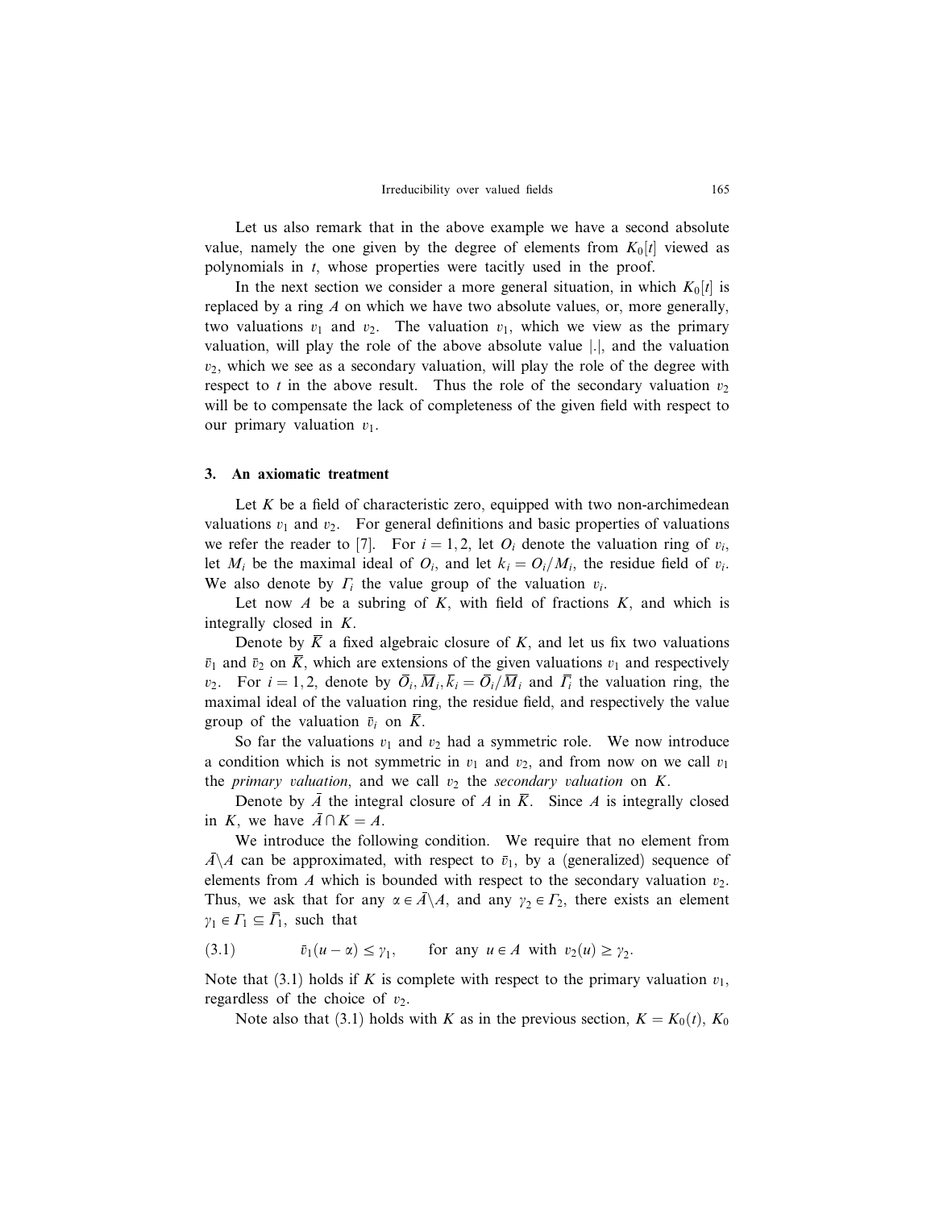Let us also remark that in the above example we have a second absolute value, namely the one given by the degree of elements from $K_0[t]$ viewed as polynomials in $t$, whose properties were tacitly used in the proof.

In the next section we consider a more general situation, in which $K_0[t]$ is replaced by a ring $A$ on which we have two absolute values, or, more generally, two valuations $v_1$ and $v_2$. The valuation $v_1$, which we view as the primary valuation, will play the role of the above absolute value $|.|$, and the valuation $v_2$, which we see as a secondary valuation, will play the role of the degree with respect to $t$ in the above result. Thus the role of the secondary valuation $v_2$ will be to compensate the lack of completeness of the given field with respect to our primary valuation $v_1$.

## 3. An axiomatic treatment

Let $K$ be a field of characteristic zero, equipped with two non-archimedean valuations $v_1$ and $v_2$. For general definitions and basic properties of valuations we refer the reader to [7]. For $i = 1, 2$, let $O_i$ denote the valuation ring of $v_i$, let $M_i$ be the maximal ideal of $O_i$, and let $k_i = O_i/M_i$, the residue field of $v_i$. We also denote by $\Gamma_i$ the value group of the valuation $v_i$.

Let now $A$ be a subring of $K$, with field of fractions $K$, and which is integrally closed in $K$.

Denote by $\overline{K}$ a fixed algebraic closure of $K$, and let us fix two valuations $\bar{v}_1$ and $\bar{v}_2$ on $\overline{K}$, which are extensions of the given valuations $v_1$ and respectively $v_2$. For $i = 1, 2$, denote by $\overline{O}_i, \overline{M}_i, \bar{k}_i = \overline{O}_i/\overline{M}_i$ and $\overline{\Gamma_i}$ the valuation ring, the maximal ideal of the valuation ring, the residue field, and respectively the value group of the valuation $\bar{v}_i$ on $\overline{K}$.

So far the valuations $v_1$ and $v_2$ had a symmetric role. We now introduce a condition which is not symmetric in $v_1$ and $v_2$, and from now on we call $v_1$ the *primary valuation*, and we call $v_2$ the *secondary valuation* on $K$.

Denote by $\bar{A}$ the integral closure of $A$ in $\overline{K}$. Since $A$ is integrally closed in $K$, we have $\bar{A} \cap K = A$.

We introduce the following condition. We require that no element from $\bar{A} \backslash A$ can be approximated, with respect to $\bar{v}_1$, by a (generalized) sequence of elements from $A$ which is bounded with respect to the secondary valuation $v_2$. Thus, we ask that for any $\alpha \in \bar{A} \backslash A$, and any $\gamma_2 \in \Gamma_2$, there exists an element $\gamma_1 \in \Gamma_1 \subseteq \overline{\Gamma}_1$, such that

$$\bar{v}_1(u - \alpha) \leq \gamma_1, \qquad \text{for any } u \in A \text{ with } v_2(u) \geq \gamma_2. \tag{3.1}$$

Note that (3.1) holds if $K$ is complete with respect to the primary valuation $v_1$, regardless of the choice of $v_2$.

Note also that (3.1) holds with $K$ as in the previous section, $K = K_0(t)$, $K_0$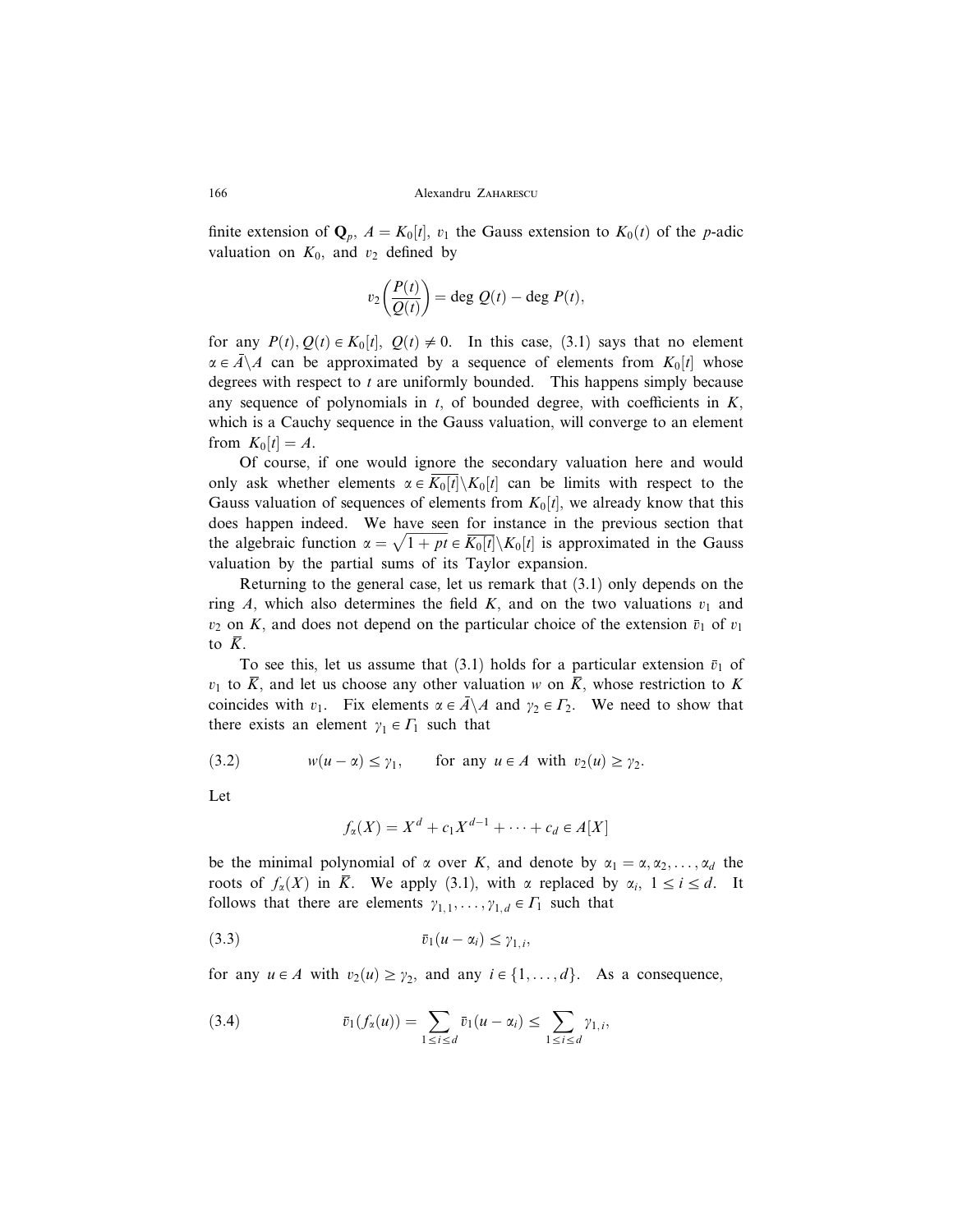finite extension of $\mathbf{Q}_p$, $A = K_0[t]$, $v_1$ the Gauss extension to $K_0(t)$ of the $p$-adic valuation on $K_0$, and $v_2$ defined by

$$v_2\left(\frac{P(t)}{Q(t)}\right) = \deg Q(t) - \deg P(t),$$

for any $P(t), Q(t) \in K_0[t]$, $Q(t) \neq 0$. In this case, (3.1) says that no element $\alpha \in \bar{A} \setminus A$ can be approximated by a sequence of elements from $K_0[t]$ whose degrees with respect to $t$ are uniformly bounded. This happens simply because any sequence of polynomials in $t$, of bounded degree, with coefficients in $K$, which is a Cauchy sequence in the Gauss valuation, will converge to an element from $K_0[t] = A$.

Of course, if one would ignore the secondary valuation here and would only ask whether elements $\alpha \in \overline{K_0[t]} \setminus K_0[t]$ can be limits with respect to the Gauss valuation of sequences of elements from $K_0[t]$, we already know that this does happen indeed. We have seen for instance in the previous section that the algebraic function $\alpha = \sqrt{1 + pt} \in \overline{K_0[t]} \setminus K_0[t]$ is approximated in the Gauss valuation by the partial sums of its Taylor expansion.

Returning to the general case, let us remark that (3.1) only depends on the ring $A$, which also determines the field $K$, and on the two valuations $v_1$ and $v_2$ on $K$, and does not depend on the particular choice of the extension $\bar{v}_1$ of $v_1$ to $\bar{K}$.

To see this, let us assume that (3.1) holds for a particular extension $\bar{v}_1$ of $v_1$ to $\bar{K}$, and let us choose any other valuation $w$ on $\bar{K}$, whose restriction to $K$ coincides with $v_1$. Fix elements $\alpha \in \bar{A} \setminus A$ and $\gamma_2 \in \Gamma_2$. We need to show that there exists an element $\gamma_1 \in \Gamma_1$ such that

$$w(u - \alpha) \leq \gamma_1, \qquad \text{for any } u \in A \text{ with } v_2(u) \geq \gamma_2. \tag{3.2}$$

Let

$$f_\alpha(X) = X^d + c_1 X^{d-1} + \cdots + c_d \in A[X]$$

be the minimal polynomial of $\alpha$ over $K$, and denote by $\alpha_1 = \alpha, \alpha_2, \ldots, \alpha_d$ the roots of $f_\alpha(X)$ in $\bar{K}$. We apply (3.1), with $\alpha$ replaced by $\alpha_i$, $1 \leq i \leq d$. It follows that there are elements $\gamma_{1,1}, \ldots, \gamma_{1,d} \in \Gamma_1$ such that

$$\bar{v}_1(u - \alpha_i) \leq \gamma_{1,i}, \tag{3.3}$$

for any $u \in A$ with $v_2(u) \geq \gamma_2$, and any $i \in \{1, \ldots, d\}$. As a consequence,

$$\bar{v}_1(f_\alpha(u)) = \sum_{1 \leq i \leq d} \bar{v}_1(u - \alpha_i) \leq \sum_{1 \leq i \leq d} \gamma_{1,i}, \tag{3.4}$$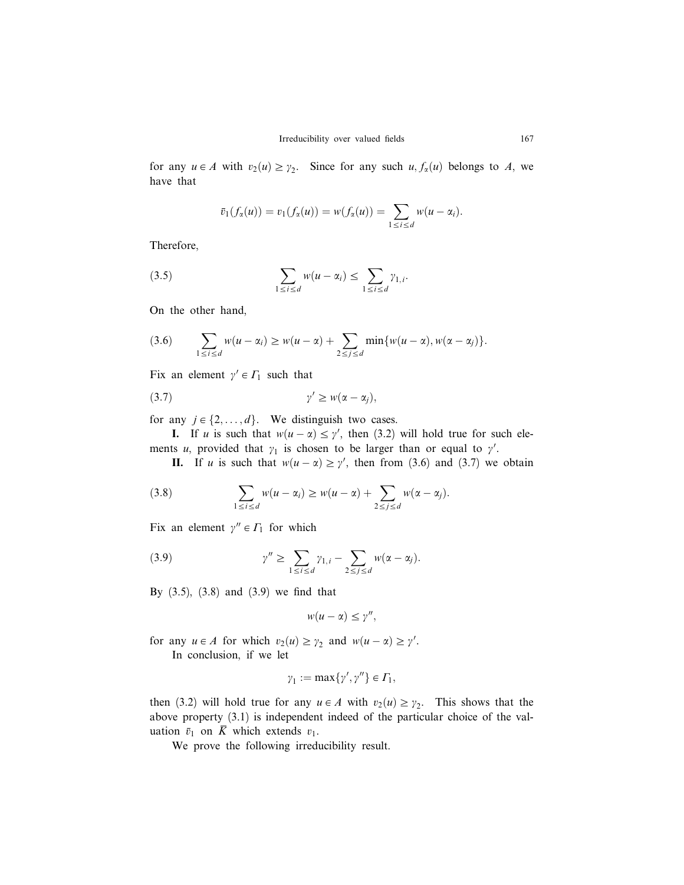for any $u \in A$ with $v_2(u) \geq \gamma_2$. Since for any such $u$, $f_\alpha(u)$ belongs to $A$, we have that

$$\bar{v}_1(f_\alpha(u)) = v_1(f_\alpha(u)) = w(f_\alpha(u)) = \sum_{1 \leq i \leq d} w(u - \alpha_i).$$

Therefore,

$$\sum_{1 \leq i \leq d} w(u - \alpha_i) \leq \sum_{1 \leq i \leq d} \gamma_{1,i}. \tag{3.5}$$

On the other hand,

$$\sum_{1 \leq i \leq d} w(u - \alpha_i) \geq w(u - \alpha) + \sum_{2 \leq j \leq d} \min\{w(u - \alpha), w(\alpha - \alpha_j)\}. \tag{3.6}$$

Fix an element $\gamma' \in \Gamma_1$ such that

$$\gamma' \geq w(\alpha - \alpha_j), \tag{3.7}$$

for any $j \in \{2, \ldots, d\}$. We distinguish two cases.

**I.** If $u$ is such that $w(u - \alpha) \leq \gamma'$, then (3.2) will hold true for such elements $u$, provided that $\gamma_1$ is chosen to be larger than or equal to $\gamma'$.

**II.** If $u$ is such that $w(u - \alpha) \geq \gamma'$, then from (3.6) and (3.7) we obtain

$$\sum_{1 \leq i \leq d} w(u - \alpha_i) \geq w(u - \alpha) + \sum_{2 \leq j \leq d} w(\alpha - \alpha_j). \tag{3.8}$$

Fix an element $\gamma'' \in \Gamma_1$ for which

$$\gamma'' \geq \sum_{1 \leq i \leq d} \gamma_{1,i} - \sum_{2 \leq j \leq d} w(\alpha - \alpha_j). \tag{3.9}$$

By (3.5), (3.8) and (3.9) we find that

$$w(u - \alpha) \leq \gamma'',$$

for any $u \in A$ for which $v_2(u) \geq \gamma_2$ and $w(u - \alpha) \geq \gamma'$.

In conclusion, if we let

$$\gamma_1 := \max\{\gamma', \gamma''\} \in \Gamma_1,$$

then (3.2) will hold true for any $u \in A$ with $v_2(u) \geq \gamma_2$. This shows that the above property (3.1) is independent indeed of the particular choice of the valuation $\bar{v}_1$ on $\bar{K}$ which extends $v_1$.

We prove the following irreducibility result.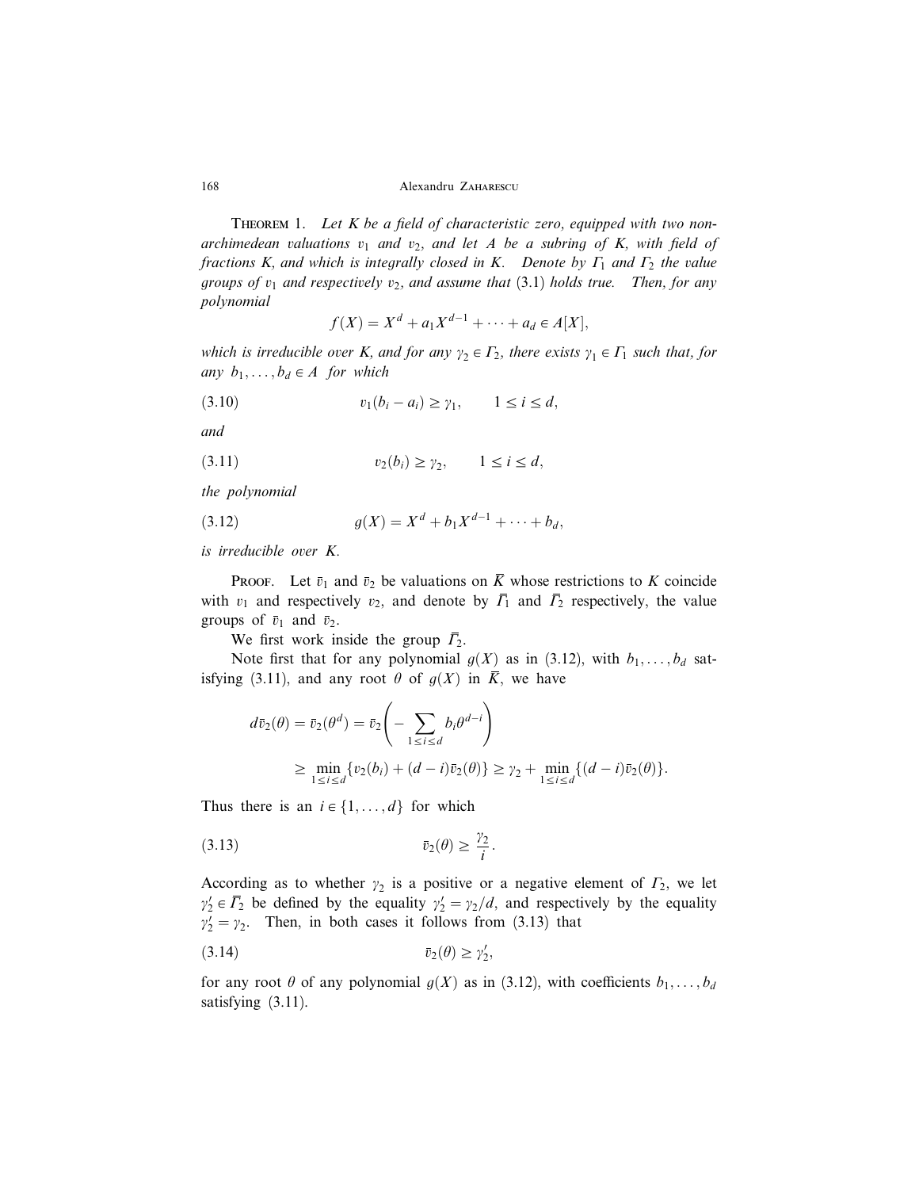**Theorem 1.** *Let $K$ be a field of characteristic zero, equipped with two non-archimedean valuations $v_1$ and $v_2$, and let $A$ be a subring of $K$, with field of fractions $K$, and which is integrally closed in $K$. Denote by $\Gamma_1$ and $\Gamma_2$ the value groups of $v_1$ and respectively $v_2$, and assume that* (3.1) *holds true. Then, for any polynomial*

$$f(X) = X^d + a_1 X^{d-1} + \cdots + a_d \in A[X],$$

*which is irreducible over $K$, and for any $\gamma_2 \in \Gamma_2$, there exists $\gamma_1 \in \Gamma_1$ such that, for any $b_1, \dots, b_d \in A$ for which*

$$v_1(b_i - a_i) \geq \gamma_1, \qquad 1 \leq i \leq d, \tag{3.10}$$

*and*

$$v_2(b_i) \geq \gamma_2, \qquad 1 \leq i \leq d, \tag{3.11}$$

*the polynomial*

$$g(X) = X^d + b_1 X^{d-1} + \cdots + b_d, \tag{3.12}$$

*is irreducible over $K$.*

**Proof.** Let $\bar{v}_1$ and $\bar{v}_2$ be valuations on $\bar{K}$ whose restrictions to $K$ coincide with $v_1$ and respectively $v_2$, and denote by $\bar{\Gamma}_1$ and $\bar{\Gamma}_2$ respectively, the value groups of $\bar{v}_1$ and $\bar{v}_2$.

We first work inside the group $\bar{\Gamma}_2$.

Note first that for any polynomial $g(X)$ as in (3.12), with $b_1, \dots, b_d$ satisfying (3.11), and any root $\theta$ of $g(X)$ in $\bar{K}$, we have

$$\begin{aligned} d\bar{v}_2(\theta) = \bar{v}_2(\theta^d) &= \bar{v}_2\left( - \sum_{1 \leq i \leq d} b_i \theta^{d-i} \right) \\ &\geq \min_{1 \leq i \leq d} \{ v_2(b_i) + (d-i)\bar{v}_2(\theta) \} \geq \gamma_2 + \min_{1 \leq i \leq d} \{ (d-i)\bar{v}_2(\theta) \}. \end{aligned}$$

Thus there is an $i \in \{1, \dots, d\}$ for which

$$\bar{v}_2(\theta) \geq \frac{\gamma_2}{i}. \tag{3.13}$$

According as to whether $\gamma_2$ is a positive or a negative element of $\Gamma_2$, we let $\gamma_2' \in \bar{\Gamma}_2$ be defined by the equality $\gamma_2' = \gamma_2/d$, and respectively by the equality $\gamma_2' = \gamma_2$. Then, in both cases it follows from (3.13) that

$$\bar{v}_2(\theta) \geq \gamma_2', \tag{3.14}$$

for any root $\theta$ of any polynomial $g(X)$ as in (3.12), with coefficients $b_1, \dots, b_d$ satisfying (3.11).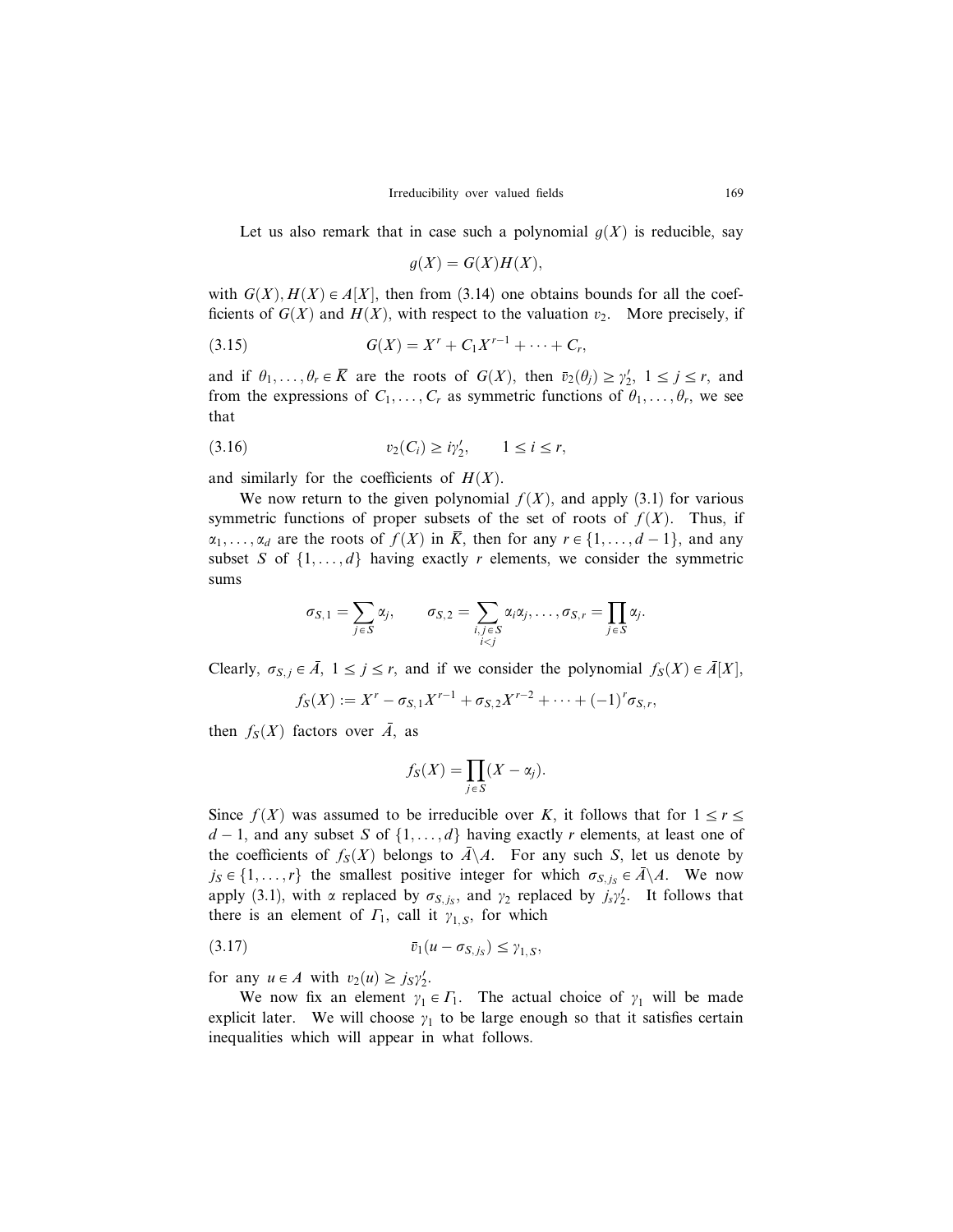Let us also remark that in case such a polynomial $g(X)$ is reducible, say

$$g(X) = G(X)H(X),$$

with $G(X), H(X) \in A[X]$, then from (3.14) one obtains bounds for all the coefficients of $G(X)$ and $H(X)$, with respect to the valuation $v_2$. More precisely, if

$$G(X) = X^r + C_1 X^{r-1} + \cdots + C_r, \tag{3.15}$$

and if $\theta_1, \ldots, \theta_r \in \overline{K}$ are the roots of $G(X)$, then $\bar{v}_2(\theta_j) \geq \gamma_2'$, $1 \leq j \leq r$, and from the expressions of $C_1, \ldots, C_r$ as symmetric functions of $\theta_1, \ldots, \theta_r$, we see that

$$v_2(C_i) \geq i\gamma_2', \qquad 1 \leq i \leq r, \tag{3.16}$$

and similarly for the coefficients of $H(X)$.

We now return to the given polynomial $f(X)$, and apply (3.1) for various symmetric functions of proper subsets of the set of roots of $f(X)$. Thus, if $\alpha_1, \ldots, \alpha_d$ are the roots of $f(X)$ in $\overline{K}$, then for any $r \in \{1, \ldots, d-1\}$, and any subset $S$ of $\{1, \ldots, d\}$ having exactly $r$ elements, we consider the symmetric sums

$$\sigma_{S,1} = \sum_{j \in S} \alpha_j, \qquad \sigma_{S,2} = \sum_{\substack{i,j \in S \\ i<j}} \alpha_i \alpha_j, \ldots, \sigma_{S,r} = \prod_{j \in S} \alpha_j.$$

Clearly, $\sigma_{S,j} \in \bar{A}$, $1 \leq j \leq r$, and if we consider the polynomial $f_S(X) \in \bar{A}[X]$,

$$f_S(X) := X^r - \sigma_{S,1} X^{r-1} + \sigma_{S,2} X^{r-2} + \cdots + (-1)^r \sigma_{S,r},$$

then $f_S(X)$ factors over $\bar{A}$, as

$$f_S(X) = \prod_{j \in S} (X - \alpha_j).$$

Since $f(X)$ was assumed to be irreducible over $K$, it follows that for $1 \leq r \leq d-1$, and any subset $S$ of $\{1, \ldots, d\}$ having exactly $r$ elements, at least one of the coefficients of $f_S(X)$ belongs to $\bar{A} \backslash A$. For any such $S$, let us denote by $j_S \in \{1, \ldots, r\}$ the smallest positive integer for which $\sigma_{S,j_S} \in \bar{A} \backslash A$. We now apply (3.1), with $\alpha$ replaced by $\sigma_{S,j_S}$, and $\gamma_2$ replaced by $j_s \gamma_2'$. It follows that there is an element of $\Gamma_1$, call it $\gamma_{1,S}$, for which

$$\bar{v}_1(u - \sigma_{S,j_S}) \leq \gamma_{1,S}, \tag{3.17}$$

for any $u \in A$ with $v_2(u) \geq j_S \gamma_2'$.

We now fix an element $\gamma_1 \in \Gamma_1$. The actual choice of $\gamma_1$ will be made explicit later. We will choose $\gamma_1$ to be large enough so that it satisfies certain inequalities which will appear in what follows.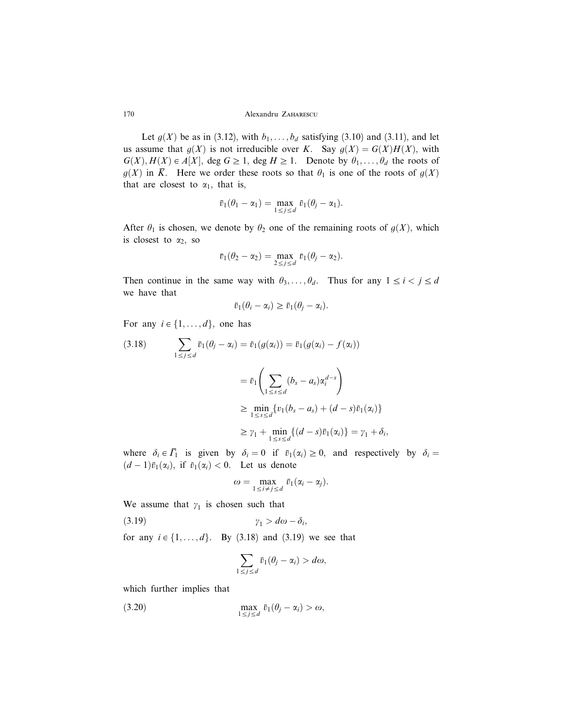Let $g(X)$ be as in (3.12), with $b_1, \ldots, b_d$ satisfying (3.10) and (3.11), and let us assume that $g(X)$ is not irreducible over $K$. Say $g(X) = G(X)H(X)$, with $G(X), H(X) \in A[X]$, $\deg G \geq 1$, $\deg H \geq 1$. Denote by $\theta_1, \ldots, \theta_d$ the roots of $g(X)$ in $\bar{K}$. Here we order these roots so that $\theta_1$ is one of the roots of $g(X)$ that are closest to $\alpha_1$, that is,

$$\bar{v}_1(\theta_1 - \alpha_1) = \max_{1 \leq j \leq d} \bar{v}_1(\theta_j - \alpha_1).$$

After $\theta_1$ is chosen, we denote by $\theta_2$ one of the remaining roots of $g(X)$, which is closest to $\alpha_2$, so

$$\bar{v}_1(\theta_2 - \alpha_2) = \max_{2 \leq j \leq d} \bar{v}_1(\theta_j - \alpha_2).$$

Then continue in the same way with $\theta_3, \ldots, \theta_d$. Thus for any $1 \leq i < j \leq d$ we have that

$$\bar{v}_1(\theta_i - \alpha_i) \geq \bar{v}_1(\theta_j - \alpha_i).$$

For any $i \in \{1, \ldots, d\}$, one has

$$\begin{aligned}
(3.18) \qquad \sum_{1 \leq j \leq d} \bar{v}_1(\theta_j - \alpha_i) &= \bar{v}_1(g(\alpha_i)) = \bar{v}_1(g(\alpha_i) - f(\alpha_i)) \\
&= \bar{v}_1\left(\sum_{1 \leq s \leq d} (b_s - a_s)\alpha_i^{d-s}\right) \\
&\geq \min_{1 \leq s \leq d} \{v_1(b_s - a_s) + (d-s)\bar{v}_1(\alpha_i)\} \\
&\geq \gamma_1 + \min_{1 \leq s \leq d} \{(d-s)\bar{v}_1(\alpha_i)\} = \gamma_1 + \delta_i,
\end{aligned}$$

where $\delta_i \in \bar{\Gamma}_1$ is given by $\delta_i = 0$ if $\bar{v}_1(\alpha_i) \geq 0$, and respectively by $\delta_i = (d-1)\bar{v}_1(\alpha_i)$, if $\bar{v}_1(\alpha_i) < 0$. Let us denote

$$\omega = \max_{1 \leq i \neq j \leq d} \bar{v}_1(\alpha_i - \alpha_j).$$

We assume that $\gamma_1$ is chosen such that

$$(3.19) \qquad \gamma_1 > d\omega - \delta_i,$$

for any $i \in \{1, \ldots, d\}$. By (3.18) and (3.19) we see that

$$\sum_{1 \leq j \leq d} \bar{v}_1(\theta_j - \alpha_i) > d\omega,$$

which further implies that

$$(3.20) \qquad \max_{1 \leq j \leq d} \bar{v}_1(\theta_j - \alpha_i) > \omega,$$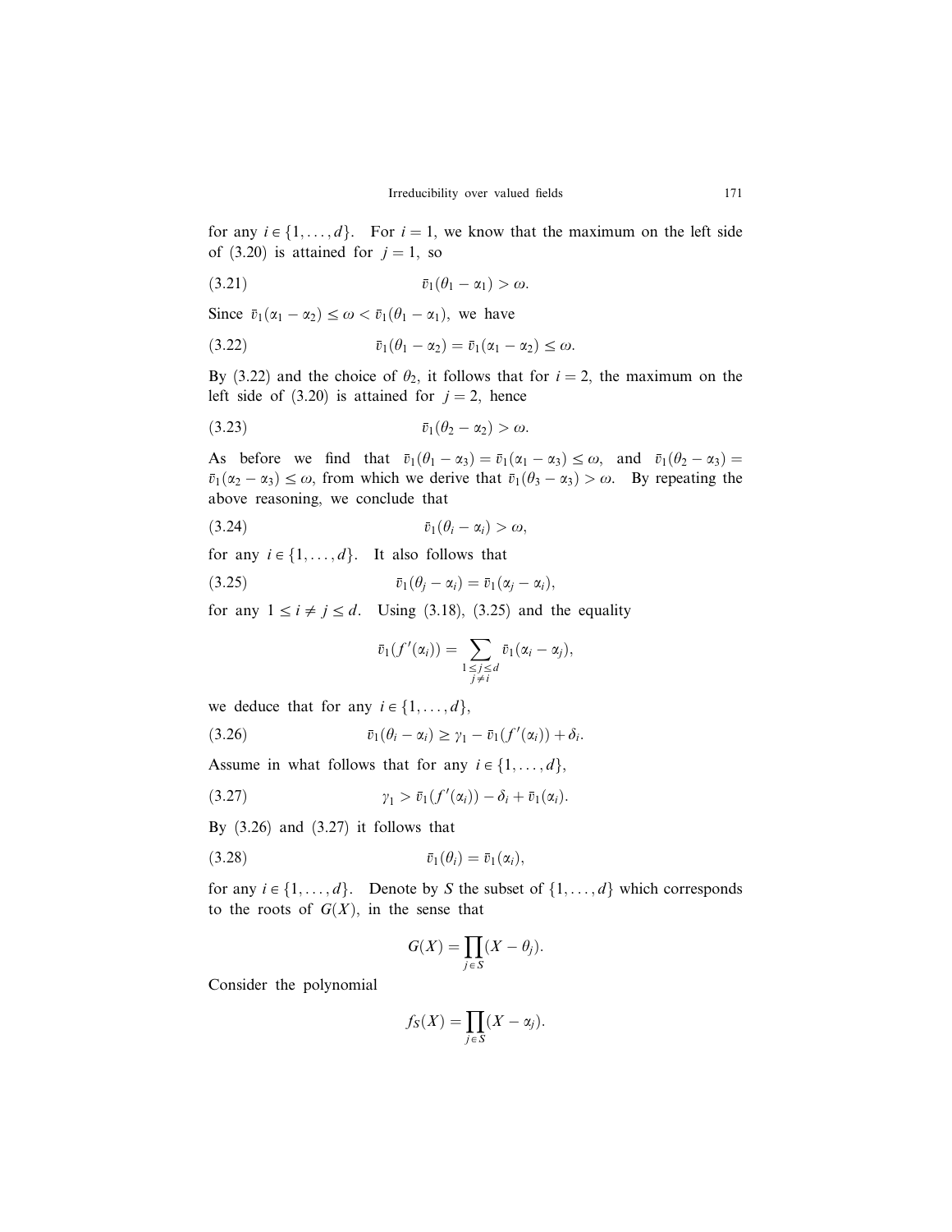for any $i \in \{1, \ldots, d\}$. For $i = 1$, we know that the maximum on the left side of (3.20) is attained for $j = 1$, so

$$\bar{v}_1(\theta_1 - \alpha_1) > \omega. \tag{3.21}$$

Since $\bar{v}_1(\alpha_1 - \alpha_2) \leq \omega < \bar{v}_1(\theta_1 - \alpha_1)$, we have

$$\bar{v}_1(\theta_1 - \alpha_2) = \bar{v}_1(\alpha_1 - \alpha_2) \leq \omega. \tag{3.22}$$

By (3.22) and the choice of $\theta_2$, it follows that for $i = 2$, the maximum on the left side of (3.20) is attained for $j = 2$, hence

$$\bar{v}_1(\theta_2 - \alpha_2) > \omega. \tag{3.23}$$

As before we find that $\bar{v}_1(\theta_1 - \alpha_3) = \bar{v}_1(\alpha_1 - \alpha_3) \leq \omega$, and $\bar{v}_1(\theta_2 - \alpha_3) = \bar{v}_1(\alpha_2 - \alpha_3) \leq \omega$, from which we derive that $\bar{v}_1(\theta_3 - \alpha_3) > \omega$. By repeating the above reasoning, we conclude that

$$\bar{v}_1(\theta_i - \alpha_i) > \omega, \tag{3.24}$$

for any $i \in \{1, \ldots, d\}$. It also follows that

$$\bar{v}_1(\theta_j - \alpha_i) = \bar{v}_1(\alpha_j - \alpha_i), \tag{3.25}$$

for any $1 \leq i \neq j \leq d$. Using (3.18), (3.25) and the equality

$$\bar{v}_1(f'(\alpha_i)) = \sum_{\substack{1 \leq j \leq d \\ j \neq i}} \bar{v}_1(\alpha_i - \alpha_j),$$

we deduce that for any $i \in \{1, \ldots, d\}$,

$$\bar{v}_1(\theta_i - \alpha_i) \geq \gamma_1 - \bar{v}_1(f'(\alpha_i)) + \delta_i. \tag{3.26}$$

Assume in what follows that for any $i \in \{1, \ldots, d\}$,

$$\gamma_1 > \bar{v}_1(f'(\alpha_i)) - \delta_i + \bar{v}_1(\alpha_i). \tag{3.27}$$

By (3.26) and (3.27) it follows that

$$\bar{v}_1(\theta_i) = \bar{v}_1(\alpha_i), \tag{3.28}$$

for any $i \in \{1, \ldots, d\}$. Denote by $S$ the subset of $\{1, \ldots, d\}$ which corresponds to the roots of $G(X)$, in the sense that

$$G(X) = \prod_{j \in S} (X - \theta_j).$$

Consider the polynomial

$$f_S(X) = \prod_{j \in S} (X - \alpha_j).$$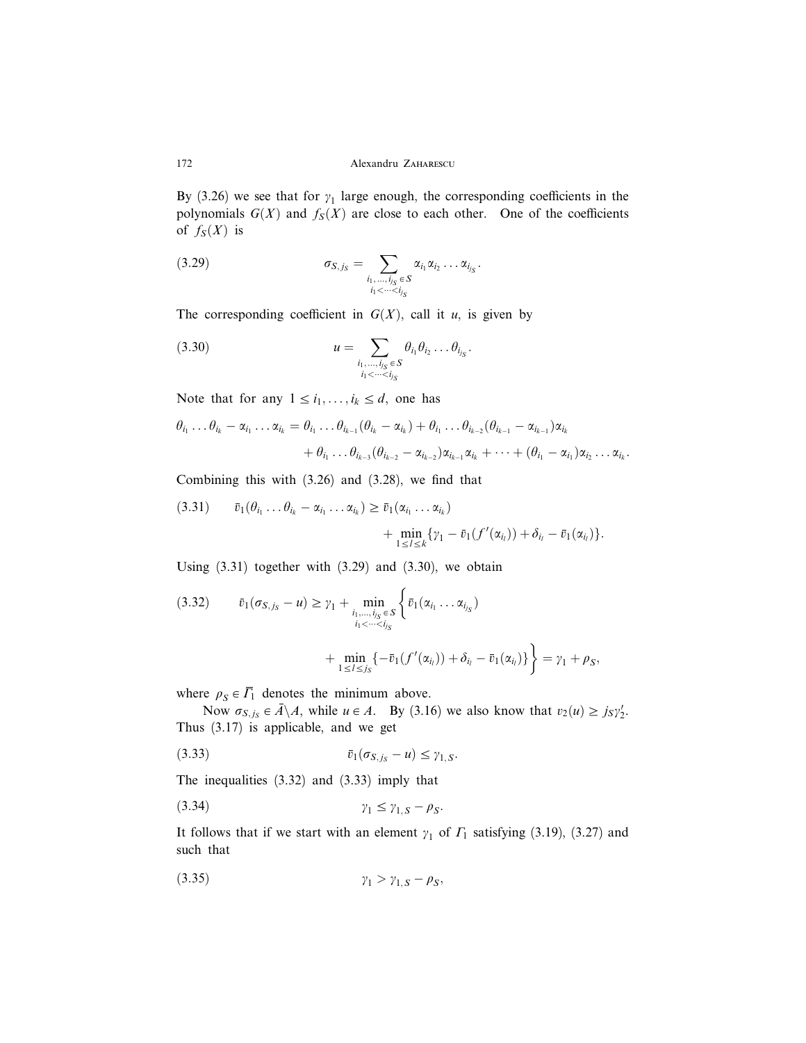By (3.26) we see that for $\gamma_1$ large enough, the corresponding coefficients in the polynomials $G(X)$ and $f_S(X)$ are close to each other. One of the coefficients of $f_S(X)$ is

$$\sigma_{S,j_S} = \sum_{\substack{i_1,\dots,i_{j_S} \in S \\ i_1 < \dots < i_{j_S}}} \alpha_{i_1}\alpha_{i_2}\dots\alpha_{i_{j_S}}. \tag{3.29}$$

The corresponding coefficient in $G(X)$, call it $u$, is given by

$$u = \sum_{\substack{i_1,\dots,i_{j_S} \in S \\ i_1 < \dots < i_{j_S}}} \theta_{i_1}\theta_{i_2}\dots\theta_{i_{j_S}}. \tag{3.30}$$

Note that for any $1 \le i_1, \dots, i_k \le d$, one has

$$\begin{aligned}
\theta_{i_1}\dots\theta_{i_k} - \alpha_{i_1}\dots\alpha_{i_k} &= \theta_{i_1}\dots\theta_{i_{k-1}}(\theta_{i_k} - \alpha_{i_k}) + \theta_{i_1}\dots\theta_{i_{k-2}}(\theta_{i_{k-1}} - \alpha_{i_{k-1}})\alpha_{i_k} \\
&\quad + \theta_{i_1}\dots\theta_{i_{k-3}}(\theta_{i_{k-2}} - \alpha_{i_{k-2}})\alpha_{i_{k-1}}\alpha_{i_k} + \dots + (\theta_{i_1} - \alpha_{i_1})\alpha_{i_2}\dots\alpha_{i_k}.
\end{aligned}$$

Combining this with (3.26) and (3.28), we find that

$$\begin{aligned}
\bar{v}_1(\theta_{i_1}\dots\theta_{i_k} - \alpha_{i_1}\dots\alpha_{i_k}) &\ge \bar{v}_1(\alpha_{i_1}\dots\alpha_{i_k}) \\
&\quad + \min_{1 \le l \le k}\{\gamma_1 - \bar{v}_1(f'(\alpha_{i_l})) + \delta_{i_l} - \bar{v}_1(\alpha_{i_l})\}.
\end{aligned} \tag{3.31}$$

Using (3.31) together with (3.29) and (3.30), we obtain

$$\begin{aligned}
\bar{v}_1(\sigma_{S,j_S} - u) &\ge \gamma_1 + \min_{\substack{i_1,\dots,i_{j_S} \in S \\ i_1 < \dots < i_{j_S}}} \Bigg\{ \bar{v}_1(\alpha_{i_1}\dots\alpha_{i_{j_S}}) \\
&\quad + \min_{1 \le l \le j_S}\{-\bar{v}_1(f'(\alpha_{i_l})) + \delta_{i_l} - \bar{v}_1(\alpha_{i_l})\}\Bigg\} = \gamma_1 + \rho_S,
\end{aligned} \tag{3.32}$$

where $\rho_S \in \bar{\Gamma}_1$ denotes the minimum above.

Now $\sigma_{S,j_S} \in \bar{A} \setminus A$, while $u \in A$. By (3.16) we also know that $v_2(u) \ge j_S\gamma_2'$. Thus (3.17) is applicable, and we get

$$\bar{v}_1(\sigma_{S,j_S} - u) \le \gamma_{1,S}. \tag{3.33}$$

The inequalities (3.32) and (3.33) imply that

$$\gamma_1 \le \gamma_{1,S} - \rho_S. \tag{3.34}$$

It follows that if we start with an element $\gamma_1$ of $\Gamma_1$ satisfying (3.19), (3.27) and such that

$$\gamma_1 > \gamma_{1,S} - \rho_S, \tag{3.35}$$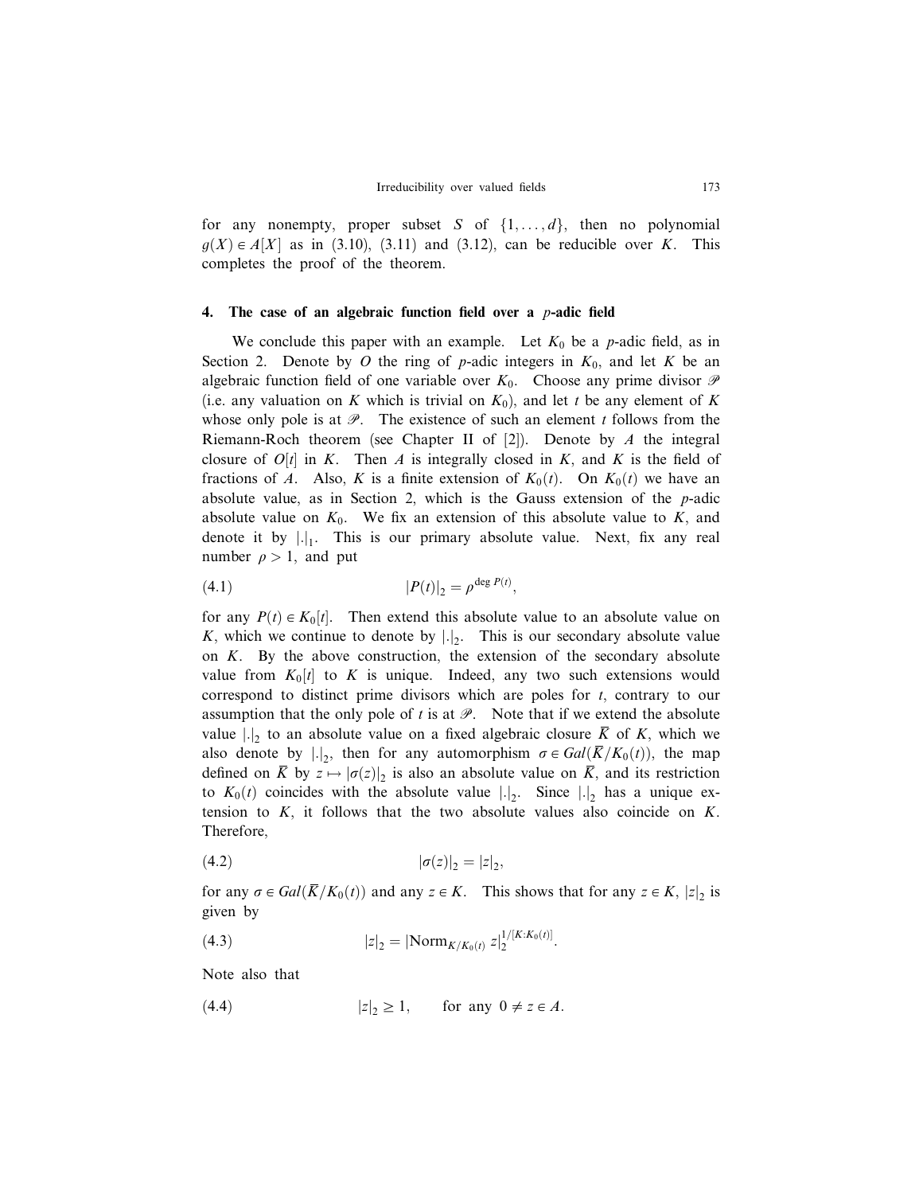for any nonempty, proper subset $S$ of $\{1, \dots, d\}$, then no polynomial $g(X) \in A[X]$ as in (3.10), (3.11) and (3.12), can be reducible over $K$. This completes the proof of the theorem.

## 4. The case of an algebraic function field over a $p$-adic field

We conclude this paper with an example. Let $K_0$ be a $p$-adic field, as in Section 2. Denote by $O$ the ring of $p$-adic integers in $K_0$, and let $K$ be an algebraic function field of one variable over $K_0$. Choose any prime divisor $\mathscr{P}$ (i.e. any valuation on $K$ which is trivial on $K_0$), and let $t$ be any element of $K$ whose only pole is at $\mathscr{P}$. The existence of such an element $t$ follows from the Riemann-Roch theorem (see Chapter II of [2]). Denote by $A$ the integral closure of $O[t]$ in $K$. Then $A$ is integrally closed in $K$, and $K$ is the field of fractions of $A$. Also, $K$ is a finite extension of $K_0(t)$. On $K_0(t)$ we have an absolute value, as in Section 2, which is the Gauss extension of the $p$-adic absolute value on $K_0$. We fix an extension of this absolute value to $K$, and denote it by $|.|_1$. This is our primary absolute value. Next, fix any real number $\rho > 1$, and put

$$|P(t)|_2 = \rho^{\deg P(t)}, \tag{4.1}$$

for any $P(t) \in K_0[t]$. Then extend this absolute value to an absolute value on $K$, which we continue to denote by $|.|_2$. This is our secondary absolute value on $K$. By the above construction, the extension of the secondary absolute value from $K_0[t]$ to $K$ is unique. Indeed, any two such extensions would correspond to distinct prime divisors which are poles for $t$, contrary to our assumption that the only pole of $t$ is at $\mathscr{P}$. Note that if we extend the absolute value $|.|_2$ to an absolute value on a fixed algebraic closure $\overline{K}$ of $K$, which we also denote by $|.|_2$, then for any automorphism $\sigma \in Gal(\overline{K}/K_0(t))$, the map defined on $\overline{K}$ by $z \mapsto |\sigma(z)|_2$ is also an absolute value on $\overline{K}$, and its restriction to $K_0(t)$ coincides with the absolute value $|.|_2$. Since $|.|_2$ has a unique extension to $K$, it follows that the two absolute values also coincide on $K$. Therefore,

$$|\sigma(z)|_2 = |z|_2, \tag{4.2}$$

for any $\sigma \in Gal(\overline{K}/K_0(t))$ and any $z \in K$. This shows that for any $z \in K$, $|z|_2$ is given by

$$|z|_2 = |\mathrm{Norm}_{K/K_0(t)}\, z|_2^{1/[K:K_0(t)]}. \tag{4.3}$$

Note also that

$$|z|_2 \geq 1, \qquad \text{for any } 0 \neq z \in A. \tag{4.4}$$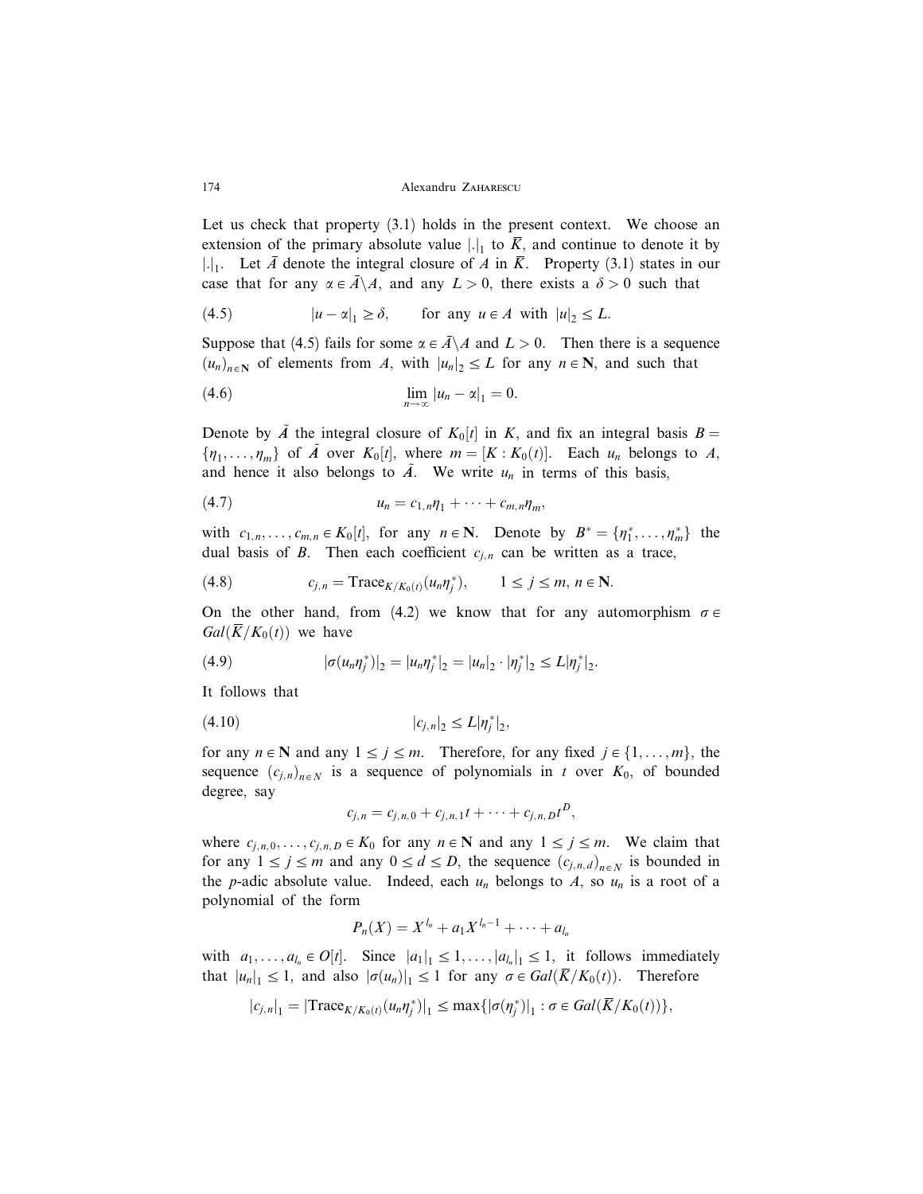Let us check that property (3.1) holds in the present context. We choose an extension of the primary absolute value $|.|_1$ to $\overline{K}$, and continue to denote it by $|.|_1$. Let $\bar{A}$ denote the integral closure of $A$ in $\overline{K}$. Property (3.1) states in our case that for any $\alpha \in \bar{A} \setminus A$, and any $L > 0$, there exists a $\delta > 0$ such that

$$|u - \alpha|_1 \geq \delta, \qquad \text{for any } u \in A \text{ with } |u|_2 \leq L. \tag{4.5}$$

Suppose that (4.5) fails for some $\alpha \in \bar{A} \setminus A$ and $L > 0$. Then there is a sequence $(u_n)_{n \in \mathbf{N}}$ of elements from $A$, with $|u_n|_2 \leq L$ for any $n \in \mathbf{N}$, and such that

$$\lim_{n \to \infty} |u_n - \alpha|_1 = 0. \tag{4.6}$$

Denote by $\tilde{A}$ the integral closure of $K_0[t]$ in $K$, and fix an integral basis $B = \{\eta_1, \ldots, \eta_m\}$ of $\tilde{A}$ over $K_0[t]$, where $m = [K : K_0(t)]$. Each $u_n$ belongs to $A$, and hence it also belongs to $\tilde{A}$. We write $u_n$ in terms of this basis,

$$u_n = c_{1,n}\eta_1 + \cdots + c_{m,n}\eta_m, \tag{4.7}$$

with $c_{1,n}, \ldots, c_{m,n} \in K_0[t]$, for any $n \in \mathbf{N}$. Denote by $B^* = \{\eta_1^*, \ldots, \eta_m^*\}$ the dual basis of $B$. Then each coefficient $c_{j,n}$ can be written as a trace,

$$c_{j,n} = \mathrm{Trace}_{K/K_0(t)}(u_n \eta_j^*), \qquad 1 \leq j \leq m, \; n \in \mathbf{N}. \tag{4.8}$$

On the other hand, from (4.2) we know that for any automorphism $\sigma \in Gal(\overline{K}/K_0(t))$ we have

$$|\sigma(u_n \eta_j^*)|_2 = |u_n \eta_j^*|_2 = |u_n|_2 \cdot |\eta_j^*|_2 \leq L|\eta_j^*|_2. \tag{4.9}$$

It follows that

$$|c_{j,n}|_2 \leq L|\eta_j^*|_2, \tag{4.10}$$

for any $n \in \mathbf{N}$ and any $1 \leq j \leq m$. Therefore, for any fixed $j \in \{1, \ldots, m\}$, the sequence $(c_{j,n})_{n \in N}$ is a sequence of polynomials in $t$ over $K_0$, of bounded degree, say

$$c_{j,n} = c_{j,n,0} + c_{j,n,1}t + \cdots + c_{j,n,D}t^D,$$

where $c_{j,n,0}, \ldots, c_{j,n,D} \in K_0$ for any $n \in \mathbf{N}$ and any $1 \leq j \leq m$. We claim that for any $1 \leq j \leq m$ and any $0 \leq d \leq D$, the sequence $(c_{j,n,d})_{n \in N}$ is bounded in the $p$-adic absolute value. Indeed, each $u_n$ belongs to $A$, so $u_n$ is a root of a polynomial of the form

$$P_n(X) = X^{l_n} + a_1 X^{l_n - 1} + \cdots + a_{l_n}$$

with $a_1, \ldots, a_{l_n} \in O[t]$. Since $|a_1|_1 \leq 1, \ldots, |a_{l_n}|_1 \leq 1$, it follows immediately that $|u_n|_1 \leq 1$, and also $|\sigma(u_n)|_1 \leq 1$ for any $\sigma \in Gal(\overline{K}/K_0(t))$. Therefore

$$|c_{j,n}|_1 = |\mathrm{Trace}_{K/K_0(t)}(u_n \eta_j^*)|_1 \leq \max\{|\sigma(\eta_j^*)|_1 : \sigma \in Gal(\overline{K}/K_0(t))\},$$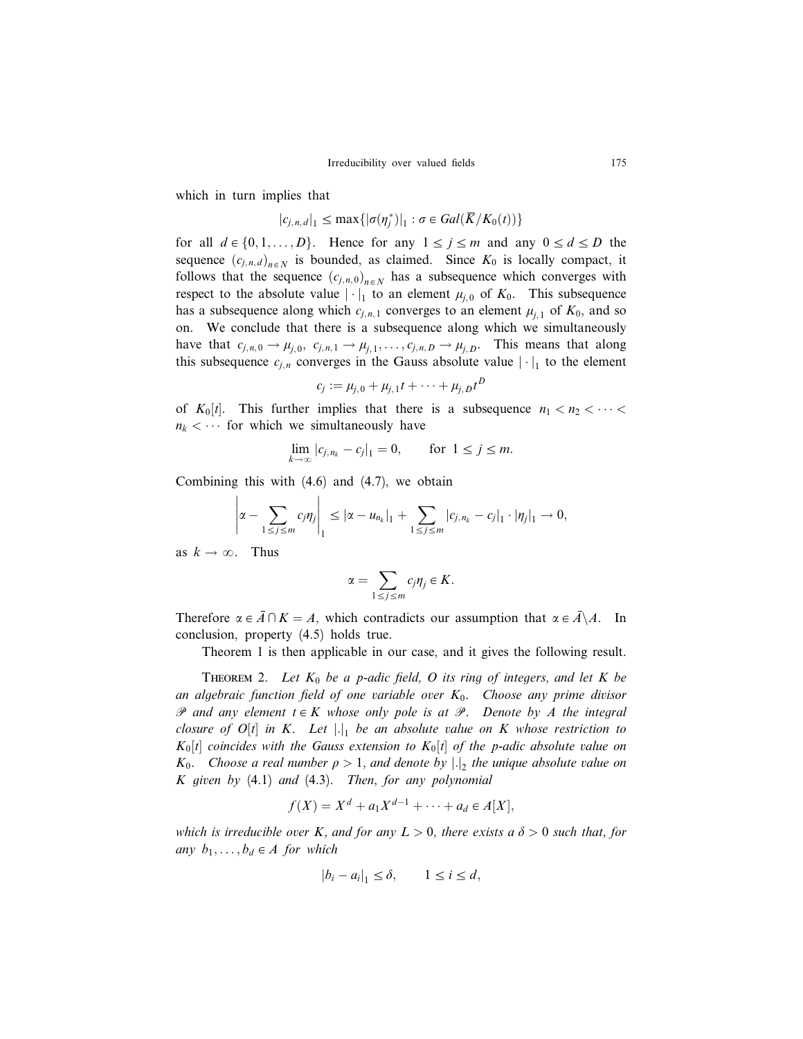which in turn implies that

$$|c_{j,n,d}|_1 \leq \max\{|\sigma(\eta_j^*)|_1 : \sigma \in Gal(\overline{K}/K_0(t))\}$$

for all $d \in \{0, 1, \ldots, D\}$. Hence for any $1 \leq j \leq m$ and any $0 \leq d \leq D$ the sequence $(c_{j,n,d})_{n \in N}$ is bounded, as claimed. Since $K_0$ is locally compact, it follows that the sequence $(c_{j,n,0})_{n \in N}$ has a subsequence which converges with respect to the absolute value $|\cdot|_1$ to an element $\mu_{j,0}$ of $K_0$. This subsequence has a subsequence along which $c_{j,n,1}$ converges to an element $\mu_{j,1}$ of $K_0$, and so on. We conclude that there is a subsequence along which we simultaneously have that $c_{j,n,0} \to \mu_{j,0}$, $c_{j,n,1} \to \mu_{j,1}, \ldots, c_{j,n,D} \to \mu_{j,D}$. This means that along this subsequence $c_{j,n}$ converges in the Gauss absolute value $|\cdot|_1$ to the element

$$c_j := \mu_{j,0} + \mu_{j,1}t + \cdots + \mu_{j,D}t^D$$

of $K_0[t]$. This further implies that there is a subsequence $n_1 < n_2 < \cdots < n_k < \cdots$ for which we simultaneously have

$$\lim_{k \to \infty} |c_{j,n_k} - c_j|_1 = 0, \qquad \text{for } 1 \leq j \leq m.$$

Combining this with (4.6) and (4.7), we obtain

$$\left| \alpha - \sum_{1 \leq j \leq m} c_j \eta_j \right|_1 \leq |\alpha - u_{n_k}|_1 + \sum_{1 \leq j \leq m} |c_{j,n_k} - c_j|_1 \cdot |\eta_j|_1 \to 0,$$

as $k \to \infty$. Thus

$$\alpha = \sum_{1 \leq j \leq m} c_j \eta_j \in K.$$

Therefore $\alpha \in \bar{A} \cap K = A$, which contradicts our assumption that $\alpha \in \bar{A} \backslash A$. In conclusion, property (4.5) holds true.

Theorem 1 is then applicable in our case, and it gives the following result.

THEOREM 2. *Let $K_0$ be a p-adic field, $O$ its ring of integers, and let $K$ be an algebraic function field of one variable over $K_0$. Choose any prime divisor $\mathscr{P}$ and any element $t \in K$ whose only pole is at $\mathscr{P}$. Denote by $A$ the integral closure of $O[t]$ in $K$. Let $|.|_1$ be an absolute value on $K$ whose restriction to $K_0[t]$ coincides with the Gauss extension to $K_0[t]$ of the p-adic absolute value on $K_0$. Choose a real number $\rho > 1$, and denote by $|.|_2$ the unique absolute value on $K$ given by* (4.1) *and* (4.3)*. Then, for any polynomial*

$$f(X) = X^d + a_1 X^{d-1} + \cdots + a_d \in A[X],$$

*which is irreducible over $K$, and for any $L > 0$, there exists a $\delta > 0$ such that, for any $b_1, \ldots, b_d \in A$ for which*

$$|b_i - a_i|_1 \leq \delta, \qquad 1 \leq i \leq d,$$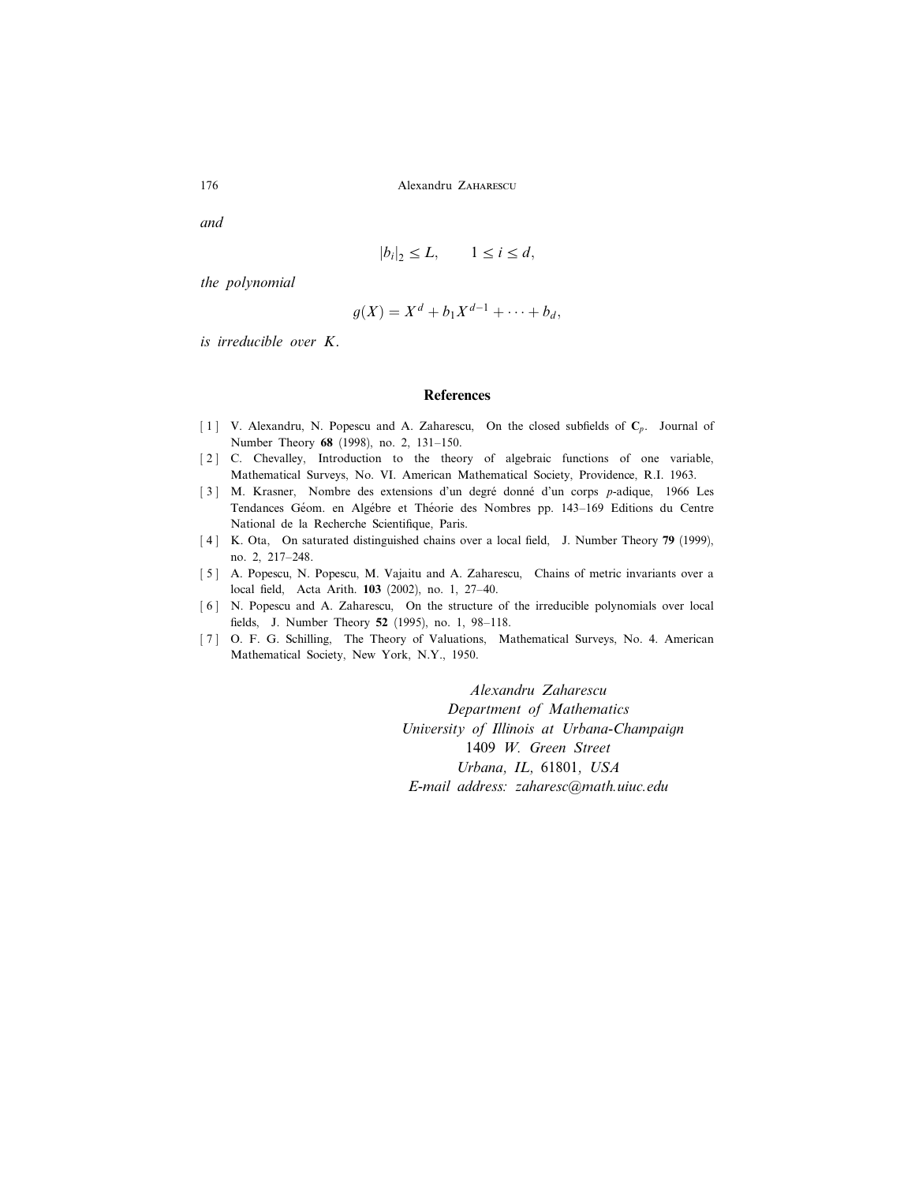*and*

$$|b_i|_2 \le L, \qquad 1 \le i \le d,$$

*the polynomial*

$$g(X) = X^d + b_1 X^{d-1} + \cdots + b_d,$$

*is irreducible over* $K$.

## References

[1] V. Alexandru, N. Popescu and A. Zaharescu, On the closed subfields of $\mathbf{C}_p$. Journal of Number Theory **68** (1998), no. 2, 131–150.

[2] C. Chevalley, Introduction to the theory of algebraic functions of one variable, Mathematical Surveys, No. VI. American Mathematical Society, Providence, R.I. 1963.

[3] M. Krasner, Nombre des extensions d'un degré donné d'un corps $p$-adique, 1966 Les Tendances Géom. en Algébre et Théorie des Nombres pp. 143–169 Editions du Centre National de la Recherche Scientifique, Paris.

[4] K. Ota, On saturated distinguished chains over a local field, J. Number Theory **79** (1999), no. 2, 217–248.

[5] A. Popescu, N. Popescu, M. Vajaitu and A. Zaharescu, Chains of metric invariants over a local field, Acta Arith. **103** (2002), no. 1, 27–40.

[6] N. Popescu and A. Zaharescu, On the structure of the irreducible polynomials over local fields, J. Number Theory **52** (1995), no. 1, 98–118.

[7] O. F. G. Schilling, The Theory of Valuations, Mathematical Surveys, No. 4. American Mathematical Society, New York, N.Y., 1950.

*Alexandru Zaharescu*
*Department of Mathematics*
*University of Illinois at Urbana-Champaign*
1409 *W. Green Street*
*Urbana, IL,* 61801*, USA*
*E-mail address: zaharesc@math.uiuc.edu*